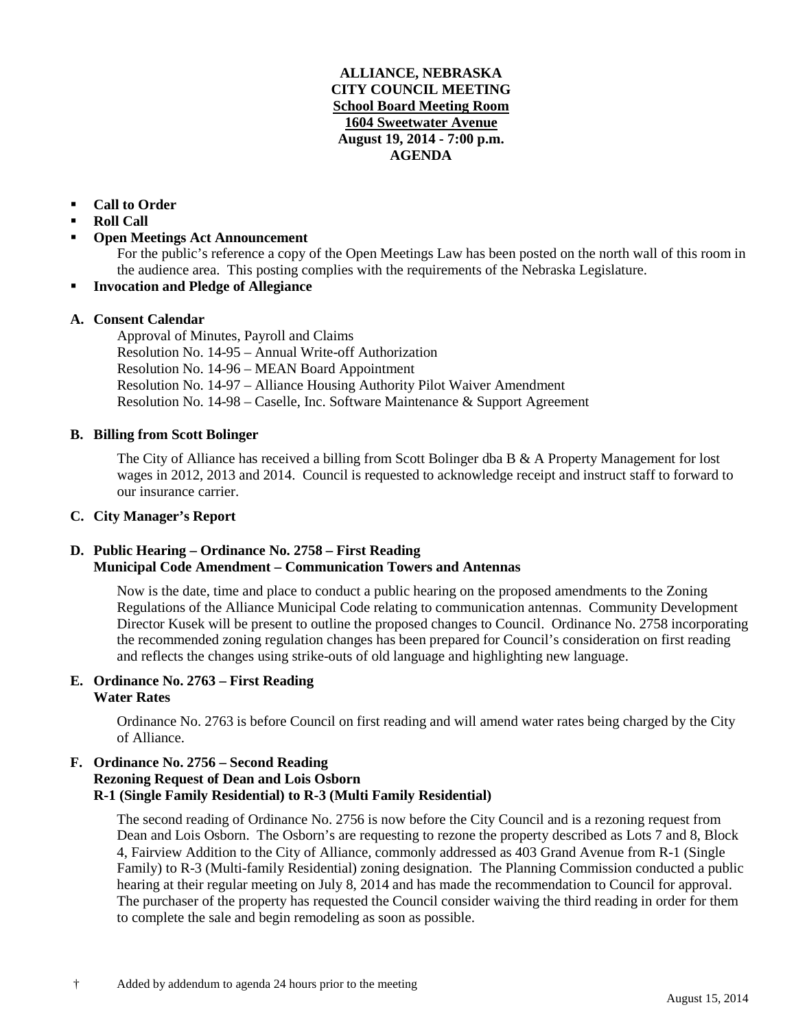# ALLIANCE, NEBRASKA
## CITY COUNCIL MEETING
**School Board Meeting Room**
**1604 Sweetwater Avenue**
**August 19, 2014 - 7:00 p.m.**
**AGENDA**

- **Call to Order**
- **Roll Call**
- **Open Meetings Act Announcement**
  For the public's reference a copy of the Open Meetings Law has been posted on the north wall of this room in the audience area. This posting complies with the requirements of the Nebraska Legislature.
- **Invocation and Pledge of Allegiance**

**A. Consent Calendar**

Approval of Minutes, Payroll and Claims
Resolution No. 14-95 – Annual Write-off Authorization
Resolution No. 14-96 – MEAN Board Appointment
Resolution No. 14-97 – Alliance Housing Authority Pilot Waiver Amendment
Resolution No. 14-98 – Caselle, Inc. Software Maintenance & Support Agreement

**B. Billing from Scott Bolinger**

The City of Alliance has received a billing from Scott Bolinger dba B & A Property Management for lost wages in 2012, 2013 and 2014. Council is requested to acknowledge receipt and instruct staff to forward to our insurance carrier.

**C. City Manager's Report**

**D. Public Hearing – Ordinance No. 2758 – First Reading**
**Municipal Code Amendment – Communication Towers and Antennas**

Now is the date, time and place to conduct a public hearing on the proposed amendments to the Zoning Regulations of the Alliance Municipal Code relating to communication antennas. Community Development Director Kusek will be present to outline the proposed changes to Council. Ordinance No. 2758 incorporating the recommended zoning regulation changes has been prepared for Council's consideration on first reading and reflects the changes using strike-outs of old language and highlighting new language.

**E. Ordinance No. 2763 – First Reading**
**Water Rates**

Ordinance No. 2763 is before Council on first reading and will amend water rates being charged by the City of Alliance.

**F. Ordinance No. 2756 – Second Reading**
**Rezoning Request of Dean and Lois Osborn**
**R-1 (Single Family Residential) to R-3 (Multi Family Residential)**

The second reading of Ordinance No. 2756 is now before the City Council and is a rezoning request from Dean and Lois Osborn. The Osborn's are requesting to rezone the property described as Lots 7 and 8, Block 4, Fairview Addition to the City of Alliance, commonly addressed as 403 Grand Avenue from R-1 (Single Family) to R-3 (Multi-family Residential) zoning designation. The Planning Commission conducted a public hearing at their regular meeting on July 8, 2014 and has made the recommendation to Council for approval. The purchaser of the property has requested the Council consider waiving the third reading in order for them to complete the sale and begin remodeling as soon as possible.

† Added by addendum to agenda 24 hours prior to the meeting

August 15, 2014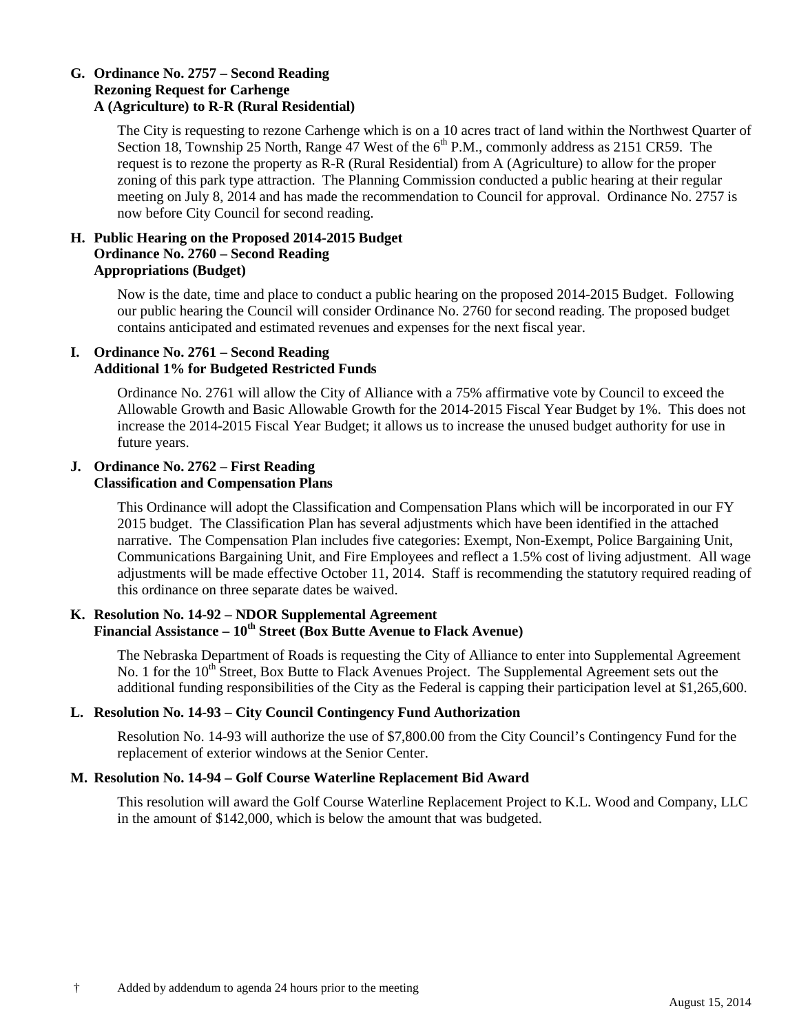**G. Ordinance No. 2757 – Second Reading**
**Rezoning Request for Carhenge**
**A (Agriculture) to R-R (Rural Residential)**

The City is requesting to rezone Carhenge which is on a 10 acres tract of land within the Northwest Quarter of Section 18, Township 25 North, Range 47 West of the 6th P.M., commonly address as 2151 CR59. The request is to rezone the property as R-R (Rural Residential) from A (Agriculture) to allow for the proper zoning of this park type attraction. The Planning Commission conducted a public hearing at their regular meeting on July 8, 2014 and has made the recommendation to Council for approval. Ordinance No. 2757 is now before City Council for second reading.

**H. Public Hearing on the Proposed 2014-2015 Budget**
**Ordinance No. 2760 – Second Reading**
**Appropriations (Budget)**

Now is the date, time and place to conduct a public hearing on the proposed 2014-2015 Budget. Following our public hearing the Council will consider Ordinance No. 2760 for second reading. The proposed budget contains anticipated and estimated revenues and expenses for the next fiscal year.

**I. Ordinance No. 2761 – Second Reading**
**Additional 1% for Budgeted Restricted Funds**

Ordinance No. 2761 will allow the City of Alliance with a 75% affirmative vote by Council to exceed the Allowable Growth and Basic Allowable Growth for the 2014-2015 Fiscal Year Budget by 1%. This does not increase the 2014-2015 Fiscal Year Budget; it allows us to increase the unused budget authority for use in future years.

**J. Ordinance No. 2762 – First Reading**
**Classification and Compensation Plans**

This Ordinance will adopt the Classification and Compensation Plans which will be incorporated in our FY 2015 budget. The Classification Plan has several adjustments which have been identified in the attached narrative. The Compensation Plan includes five categories: Exempt, Non-Exempt, Police Bargaining Unit, Communications Bargaining Unit, and Fire Employees and reflect a 1.5% cost of living adjustment. All wage adjustments will be made effective October 11, 2014. Staff is recommending the statutory required reading of this ordinance on three separate dates be waived.

**K. Resolution No. 14-92 – NDOR Supplemental Agreement**
**Financial Assistance – 10th Street (Box Butte Avenue to Flack Avenue)**

The Nebraska Department of Roads is requesting the City of Alliance to enter into Supplemental Agreement No. 1 for the 10th Street, Box Butte to Flack Avenues Project. The Supplemental Agreement sets out the additional funding responsibilities of the City as the Federal is capping their participation level at $1,265,600.

**L. Resolution No. 14-93 – City Council Contingency Fund Authorization**

Resolution No. 14-93 will authorize the use of $7,800.00 from the City Council's Contingency Fund for the replacement of exterior windows at the Senior Center.

**M. Resolution No. 14-94 – Golf Course Waterline Replacement Bid Award**

This resolution will award the Golf Course Waterline Replacement Project to K.L. Wood and Company, LLC in the amount of $142,000, which is below the amount that was budgeted.

† Added by addendum to agenda 24 hours prior to the meeting

August 15, 2014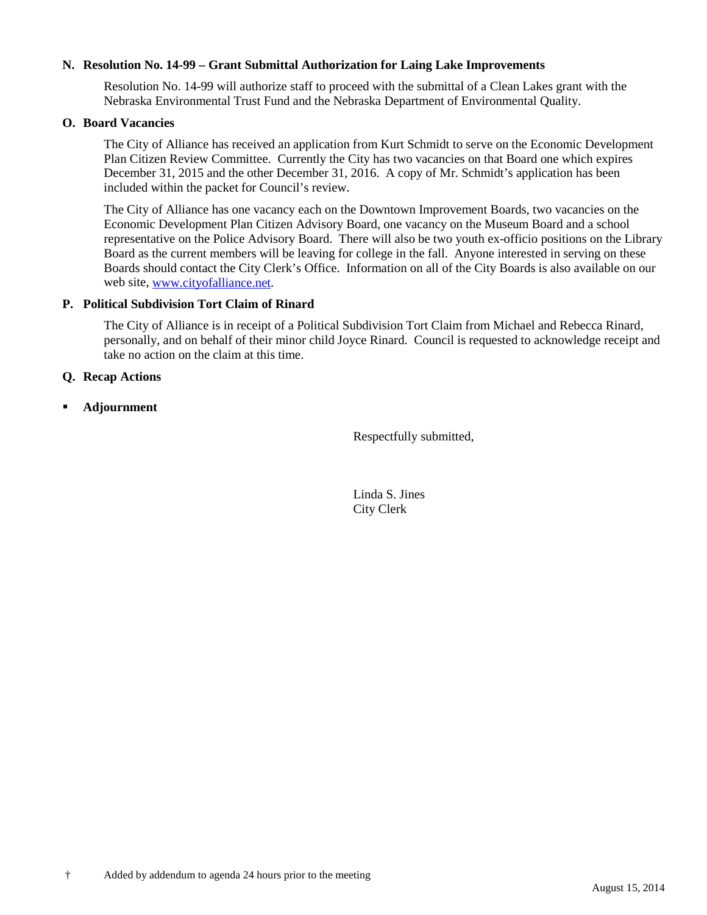**N. Resolution No. 14-99 – Grant Submittal Authorization for Laing Lake Improvements**

Resolution No. 14-99 will authorize staff to proceed with the submittal of a Clean Lakes grant with the Nebraska Environmental Trust Fund and the Nebraska Department of Environmental Quality.

**O. Board Vacancies**

The City of Alliance has received an application from Kurt Schmidt to serve on the Economic Development Plan Citizen Review Committee. Currently the City has two vacancies on that Board one which expires December 31, 2015 and the other December 31, 2016. A copy of Mr. Schmidt's application has been included within the packet for Council's review.

The City of Alliance has one vacancy each on the Downtown Improvement Boards, two vacancies on the Economic Development Plan Citizen Advisory Board, one vacancy on the Museum Board and a school representative on the Police Advisory Board. There will also be two youth ex-officio positions on the Library Board as the current members will be leaving for college in the fall. Anyone interested in serving on these Boards should contact the City Clerk's Office. Information on all of the City Boards is also available on our web site, [www.cityofalliance.net](http://www.cityofalliance.net).

**P. Political Subdivision Tort Claim of Rinard**

The City of Alliance is in receipt of a Political Subdivision Tort Claim from Michael and Rebecca Rinard, personally, and on behalf of their minor child Joyce Rinard. Council is requested to acknowledge receipt and take no action on the claim at this time.

**Q. Recap Actions**

- **Adjournment**

Respectfully submitted,

Linda S. Jines
City Clerk

† Added by addendum to agenda 24 hours prior to the meeting

August 15, 2014